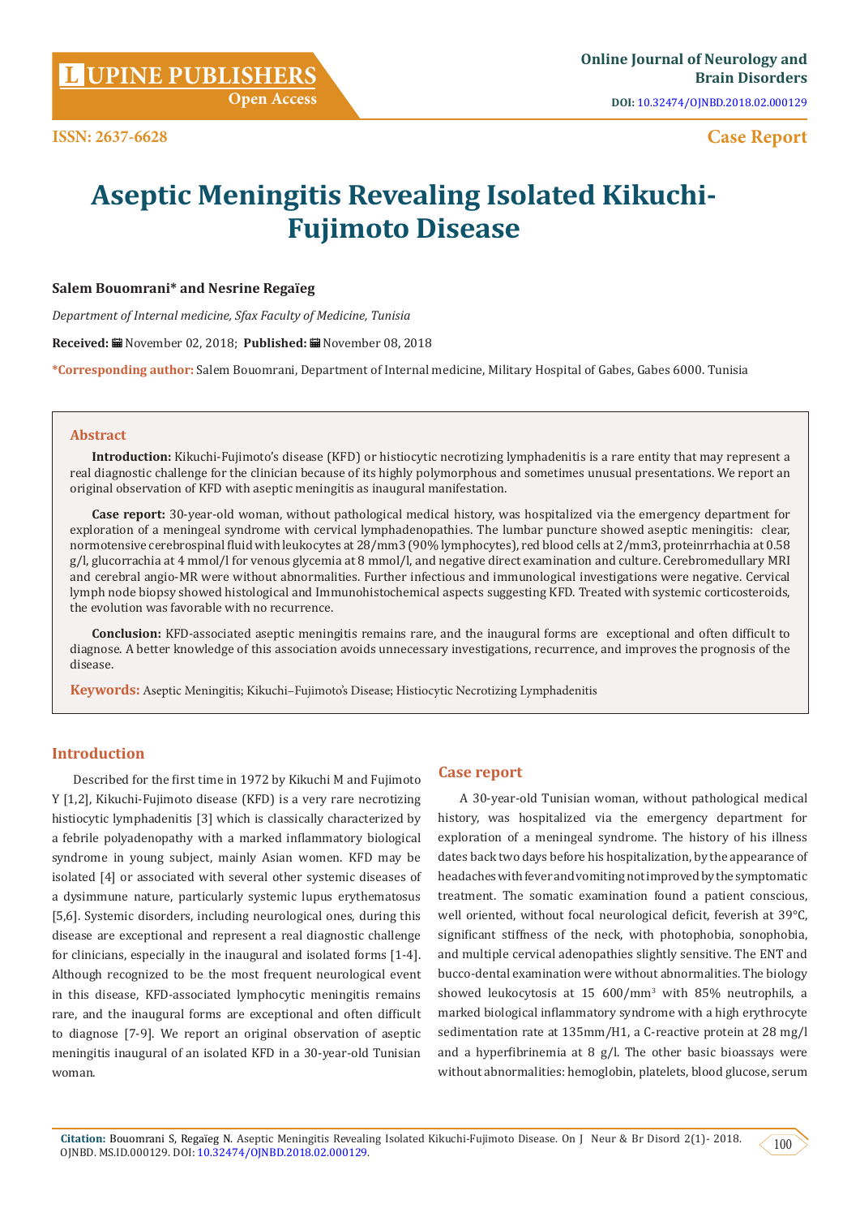# Aseptic Meningitis Revealing Isolated Kikuchi-Fujimoto Disease

**Salem Bouomrani\* and Nesrine Regaïeg**

*Department of Internal medicine, Sfax Faculty of Medicine, Tunisia*

**Received:** November 02, 2018; **Published:** November 08, 2018

**\*Corresponding author:** Salem Bouomrani, Department of Internal medicine, Military Hospital of Gabes, Gabes 6000. Tunisia

## Abstract

**Introduction:** Kikuchi-Fujimoto's disease (KFD) or histiocytic necrotizing lymphadenitis is a rare entity that may represent a real diagnostic challenge for the clinician because of its highly polymorphous and sometimes unusual presentations. We report an original observation of KFD with aseptic meningitis as inaugural manifestation.

**Case report:** 30-year-old woman, without pathological medical history, was hospitalized via the emergency department for exploration of a meningeal syndrome with cervical lymphadenopathies. The lumbar puncture showed aseptic meningitis: clear, normotensive cerebrospinal fluid with leukocytes at 28/mm3 (90% lymphocytes), red blood cells at 2/mm3, proteinrrhachia at 0.58 g/l, glucorrachia at 4 mmol/l for venous glycemia at 8 mmol/l, and negative direct examination and culture. Cerebromedullary MRI and cerebral angio-MR were without abnormalities. Further infectious and immunological investigations were negative. Cervical lymph node biopsy showed histological and Immunohistochemical aspects suggesting KFD. Treated with systemic corticosteroids, the evolution was favorable with no recurrence.

**Conclusion:** KFD-associated aseptic meningitis remains rare, and the inaugural forms are exceptional and often difficult to diagnose. A better knowledge of this association avoids unnecessary investigations, recurrence, and improves the prognosis of the disease.

**Keywords:** Aseptic Meningitis; Kikuchi–Fujimoto's Disease; Histiocytic Necrotizing Lymphadenitis

## Introduction

Described for the first time in 1972 by Kikuchi M and Fujimoto Y [1,2], Kikuchi-Fujimoto disease (KFD) is a very rare necrotizing histiocytic lymphadenitis [3] which is classically characterized by a febrile polyadenopathy with a marked inflammatory biological syndrome in young subject, mainly Asian women. KFD may be isolated [4] or associated with several other systemic diseases of a dysimmune nature, particularly systemic lupus erythematosus [5,6]. Systemic disorders, including neurological ones, during this disease are exceptional and represent a real diagnostic challenge for clinicians, especially in the inaugural and isolated forms [1-4]. Although recognized to be the most frequent neurological event in this disease, KFD-associated lymphocytic meningitis remains rare, and the inaugural forms are exceptional and often difficult to diagnose [7-9]. We report an original observation of aseptic meningitis inaugural of an isolated KFD in a 30-year-old Tunisian woman.

## Case report

A 30-year-old Tunisian woman, without pathological medical history, was hospitalized via the emergency department for exploration of a meningeal syndrome. The history of his illness dates back two days before his hospitalization, by the appearance of headaches with fever and vomiting not improved by the symptomatic treatment. The somatic examination found a patient conscious, well oriented, without focal neurological deficit, feverish at 39°C, significant stiffness of the neck, with photophobia, sonophobia, and multiple cervical adenopathies slightly sensitive. The ENT and bucco-dental examination were without abnormalities. The biology showed leukocytosis at 15 600/mm$^3$ with 85% neutrophils, a marked biological inflammatory syndrome with a high erythrocyte sedimentation rate at 135mm/H1, a C-reactive protein at 28 mg/l and a hyperfibrinemia at 8 g/l. The other basic bioassays were without abnormalities: hemoglobin, platelets, blood glucose, serum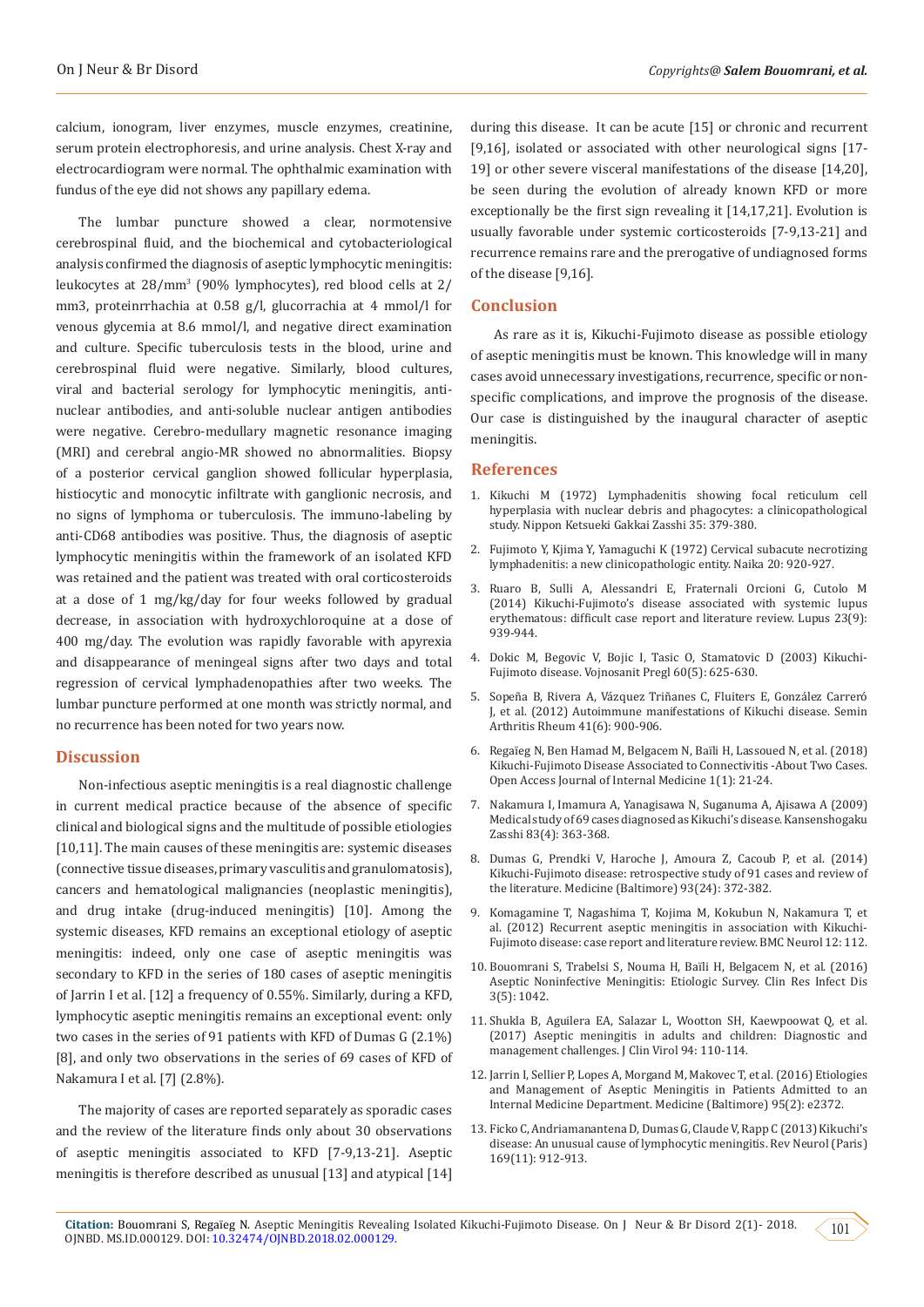calcium, ionogram, liver enzymes, muscle enzymes, creatinine, serum protein electrophoresis, and urine analysis. Chest X-ray and electrocardiogram were normal. The ophthalmic examination with fundus of the eye did not shows any papillary edema.

The lumbar puncture showed a clear, normotensive cerebrospinal fluid, and the biochemical and cytobacteriological analysis confirmed the diagnosis of aseptic lymphocytic meningitis: leukocytes at 28/mm$^3$ (90% lymphocytes), red blood cells at 2/mm3, proteinrrhachia at 0.58 g/l, glucorrachia at 4 mmol/l for venous glycemia at 8.6 mmol/l, and negative direct examination and culture. Specific tuberculosis tests in the blood, urine and cerebrospinal fluid were negative. Similarly, blood cultures, viral and bacterial serology for lymphocytic meningitis, anti-nuclear antibodies, and anti-soluble nuclear antigen antibodies were negative. Cerebro-medullary magnetic resonance imaging (MRI) and cerebral angio-MR showed no abnormalities. Biopsy of a posterior cervical ganglion showed follicular hyperplasia, histiocytic and monocytic infiltrate with ganglionic necrosis, and no signs of lymphoma or tuberculosis. The immuno-labeling by anti-CD68 antibodies was positive. Thus, the diagnosis of aseptic lymphocytic meningitis within the framework of an isolated KFD was retained and the patient was treated with oral corticosteroids at a dose of 1 mg/kg/day for four weeks followed by gradual decrease, in association with hydroxychloroquine at a dose of 400 mg/day. The evolution was rapidly favorable with apyrexia and disappearance of meningeal signs after two days and total regression of cervical lymphadenopathies after two weeks. The lumbar puncture performed at one month was strictly normal, and no recurrence has been noted for two years now.

## Discussion

Non-infectious aseptic meningitis is a real diagnostic challenge in current medical practice because of the absence of specific clinical and biological signs and the multitude of possible etiologies [10,11]. The main causes of these meningitis are: systemic diseases (connective tissue diseases, primary vasculitis and granulomatosis), cancers and hematological malignancies (neoplastic meningitis), and drug intake (drug-induced meningitis) [10]. Among the systemic diseases, KFD remains an exceptional etiology of aseptic meningitis: indeed, only one case of aseptic meningitis was secondary to KFD in the series of 180 cases of aseptic meningitis of Jarrin I et al. [12] a frequency of 0.55%. Similarly, during a KFD, lymphocytic aseptic meningitis remains an exceptional event: only two cases in the series of 91 patients with KFD of Dumas G (2.1%) [8], and only two observations in the series of 69 cases of KFD of Nakamura I et al. [7] (2.8%).

The majority of cases are reported separately as sporadic cases and the review of the literature finds only about 30 observations of aseptic meningitis associated to KFD [7-9,13-21]. Aseptic meningitis is therefore described as unusual [13] and atypical [14] during this disease. It can be acute [15] or chronic and recurrent [9,16], isolated or associated with other neurological signs [17-19] or other severe visceral manifestations of the disease [14,20], be seen during the evolution of already known KFD or more exceptionally be the first sign revealing it [14,17,21]. Evolution is usually favorable under systemic corticosteroids [7-9,13-21] and recurrence remains rare and the prerogative of undiagnosed forms of the disease [9,16].

## Conclusion

As rare as it is, Kikuchi-Fujimoto disease as possible etiology of aseptic meningitis must be known. This knowledge will in many cases avoid unnecessary investigations, recurrence, specific or non-specific complications, and improve the prognosis of the disease. Our case is distinguished by the inaugural character of aseptic meningitis.

## References

1. Kikuchi M (1972) Lymphadenitis showing focal reticulum cell hyperplasia with nuclear debris and phagocytes: a clinicopathological study. Nippon Ketsueki Gakkai Zasshi 35: 379-380.
2. Fujimoto Y, Kjima Y, Yamaguchi K (1972) Cervical subacute necrotizing lymphadenitis: a new clinicopathologic entity. Naika 20: 920-927.
3. Ruaro B, Sulli A, Alessandri E, Fraternali Orcioni G, Cutolo M (2014) Kikuchi-Fujimoto's disease associated with systemic lupus erythematous: difficult case report and literature review. Lupus 23(9): 939-944.
4. Dokic M, Begovic V, Bojic I, Tasic O, Stamatovic D (2003) Kikuchi-Fujimoto disease. Vojnosanit Pregl 60(5): 625-630.
5. Sopeña B, Rivera A, Vázquez Triñanes C, Fluiters E, González Carreró J, et al. (2012) Autoimmune manifestations of Kikuchi disease. Semin Arthritis Rheum 41(6): 900-906.
6. Regaïeg N, Ben Hamad M, Belgacem N, Baïli H, Lassoued N, et al. (2018) Kikuchi-Fujimoto Disease Associated to Connectivitis -About Two Cases. Open Access Journal of Internal Medicine 1(1): 21-24.
7. Nakamura I, Imamura A, Yanagisawa N, Suganuma A, Ajisawa A (2009) Medical study of 69 cases diagnosed as Kikuchi's disease. Kansenshogaku Zasshi 83(4): 363-368.
8. Dumas G, Prendki V, Haroche J, Amoura Z, Cacoub P, et al. (2014) Kikuchi-Fujimoto disease: retrospective study of 91 cases and review of the literature. Medicine (Baltimore) 93(24): 372-382.
9. Komagamine T, Nagashima T, Kojima M, Kokubun N, Nakamura T, et al. (2012) Recurrent aseptic meningitis in association with Kikuchi-Fujimoto disease: case report and literature review. BMC Neurol 12: 112.
10. Bouomrani S, Trabelsi S, Nouma H, Baïli H, Belgacem N, et al. (2016) Aseptic Noninfective Meningitis: Etiologic Survey. Clin Res Infect Dis 3(5): 1042.
11. Shukla B, Aguilera EA, Salazar L, Wootton SH, Kaewpoowat Q, et al. (2017) Aseptic meningitis in adults and children: Diagnostic and management challenges. J Clin Virol 94: 110-114.
12. Jarrin I, Sellier P, Lopes A, Morgand M, Makovec T, et al. (2016) Etiologies and Management of Aseptic Meningitis in Patients Admitted to an Internal Medicine Department. Medicine (Baltimore) 95(2): e2372.
13. Ficko C, Andriamanantena D, Dumas G, Claude V, Rapp C (2013) Kikuchi's disease: An unusual cause of lymphocytic meningitis. Rev Neurol (Paris) 169(11): 912-913.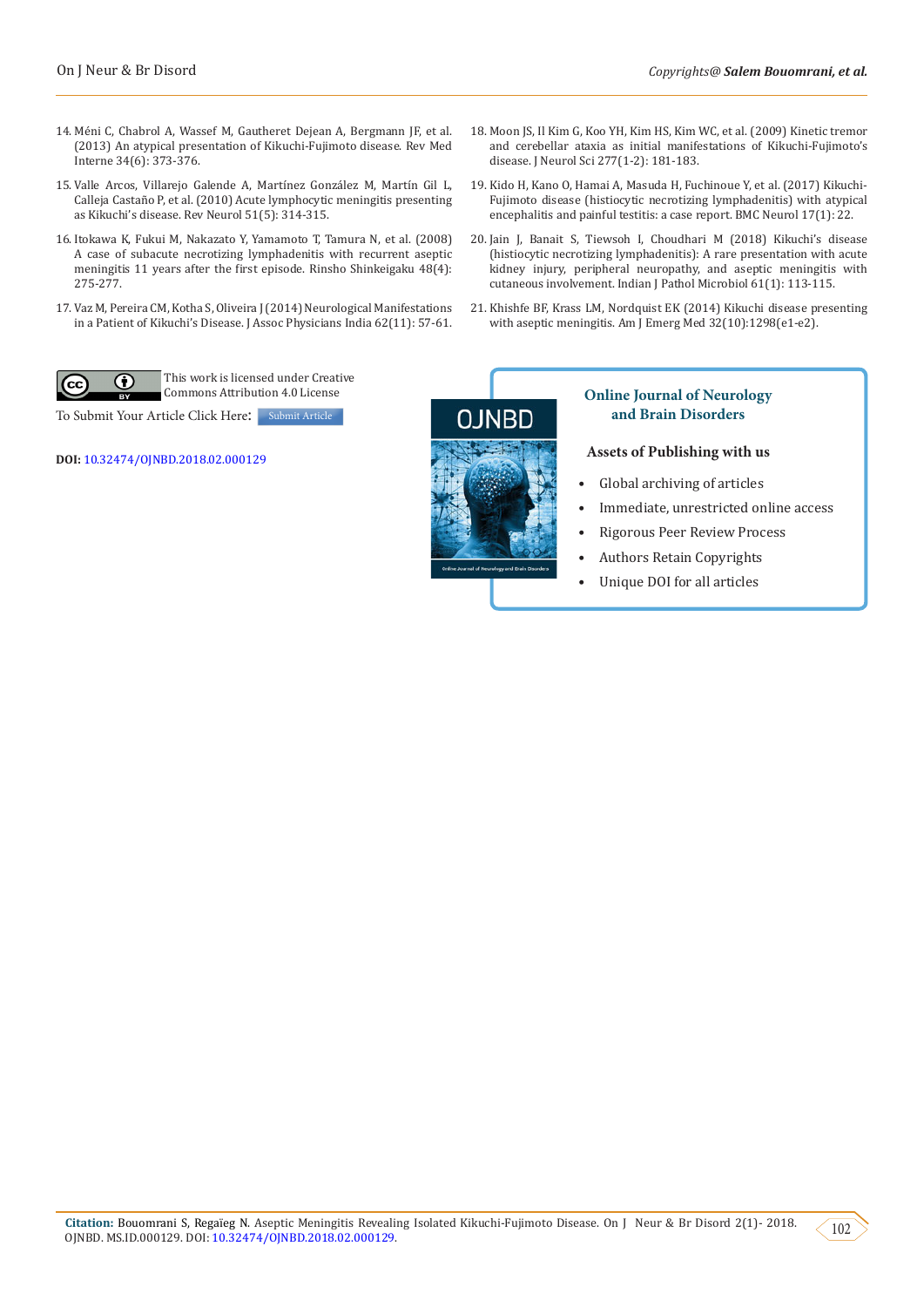14. Méni C, Chabrol A, Wassef M, Gautheret Dejean A, Bergmann JF, et al. (2013) An atypical presentation of Kikuchi-Fujimoto disease. Rev Med Interne 34(6): 373-376.

15. Valle Arcos, Villarejo Galende A, Martínez González M, Martín Gil L, Calleja Castaño P, et al. (2010) Acute lymphocytic meningitis presenting as Kikuchi's disease. Rev Neurol 51(5): 314-315.

16. Itokawa K, Fukui M, Nakazato Y, Yamamoto T, Tamura N, et al. (2008) A case of subacute necrotizing lymphadenitis with recurrent aseptic meningitis 11 years after the first episode. Rinsho Shinkeigaku 48(4): 275-277.

17. Vaz M, Pereira CM, Kotha S, Oliveira J (2014) Neurological Manifestations in a Patient of Kikuchi's Disease. J Assoc Physicians India 62(11): 57-61.

18. Moon JS, Il Kim G, Koo YH, Kim HS, Kim WC, et al. (2009) Kinetic tremor and cerebellar ataxia as initial manifestations of Kikuchi-Fujimoto's disease. J Neurol Sci 277(1-2): 181-183.

19. Kido H, Kano O, Hamai A, Masuda H, Fuchinoue Y, et al. (2017) Kikuchi-Fujimoto disease (histiocytic necrotizing lymphadenitis) with atypical encephalitis and painful testitis: a case report. BMC Neurol 17(1): 22.

20. Jain J, Banait S, Tiewsoh I, Choudhari M (2018) Kikuchi's disease (histiocytic necrotizing lymphadenitis): A rare presentation with acute kidney injury, peripheral neuropathy, and aseptic meningitis with cutaneous involvement. Indian J Pathol Microbiol 61(1): 113-115.

21. Khishfe BF, Krass LM, Nordquist EK (2014) Kikuchi disease presenting with aseptic meningitis. Am J Emerg Med 32(10):1298(e1-e2).

This work is licensed under Creative Commons Attribution 4.0 License

To Submit Your Article Click Here: Submit Article

**DOI:** 10.32474/OJNBD.2018.02.000129

**Online Journal of Neurology and Brain Disorders**

**Assets of Publishing with us**

- Global archiving of articles
- Immediate, unrestricted online access
- Rigorous Peer Review Process
- Authors Retain Copyrights
- Unique DOI for all articles

**Citation:** Bouomrani S, Regaïeg N. Aseptic Meningitis Revealing Isolated Kikuchi-Fujimoto Disease. On J Neur & Br Disord 2(1)- 2018. OJNBD. MS.ID.000129. DOI: 10.32474/OJNBD.2018.02.000129.